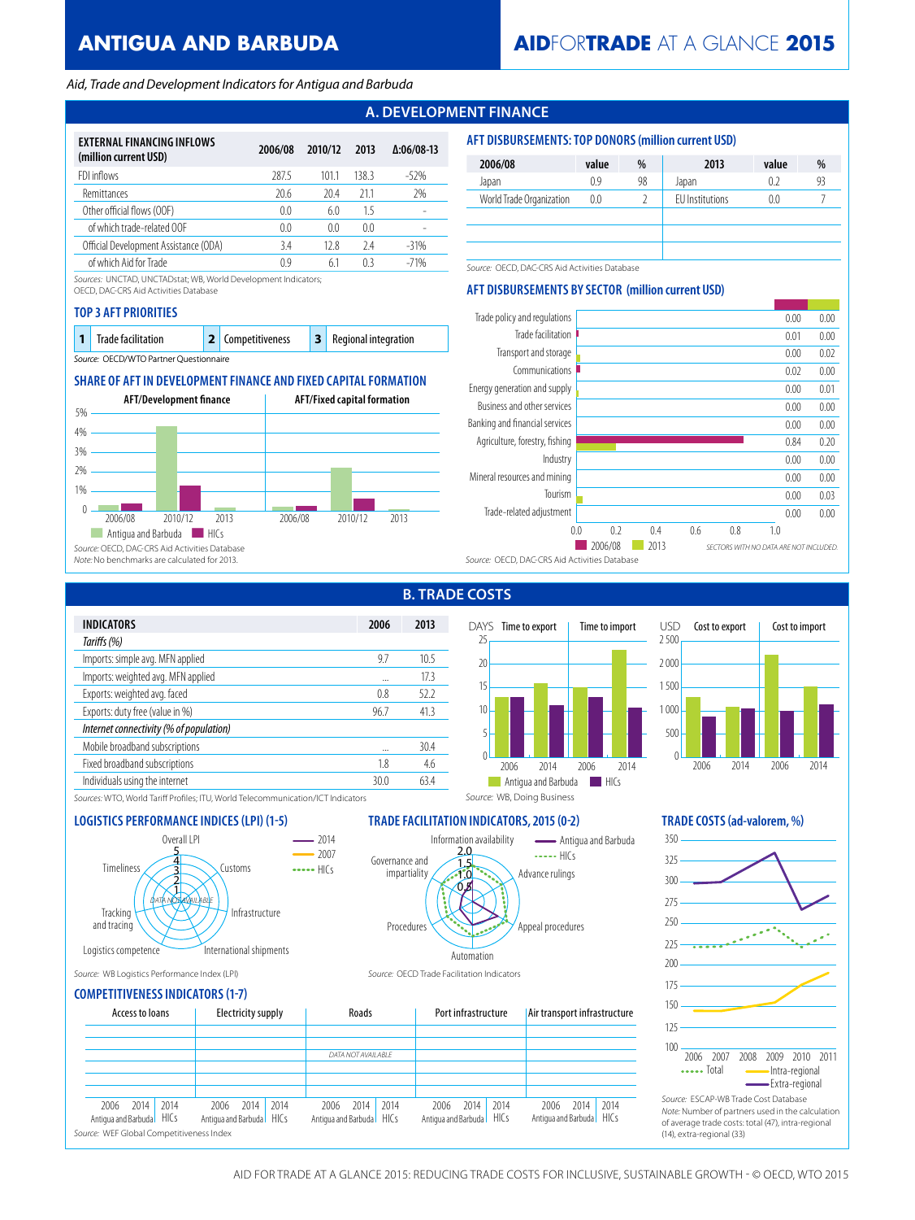# ANTIGUA AND BARBUDA

**AIDFORTRADE AT A GLANCE 2015**

*Aid, Trade and Development Indicators for Antigua and Barbuda*

## A. DEVELOPMENT FINANCE

| EXTERNAL FINANCING INFLOWS (million current USD) | 2006/08 | 2010/12 | 2013 | Δ:06/08-13 |
|---|---|---|---|---|
| FDI inflows | 287.5 | 101.1 | 138.3 | -52% |
| Remittances | 20.6 | 20.4 | 21.1 | 2% |
| Other official flows (OOF) | 0.0 | 6.0 | 1.5 | - |
| of which trade-related OOF | 0.0 | 0.0 | 0.0 | - |
| Official Development Assistance (ODA) | 3.4 | 12.8 | 2.4 | -31% |
| of which Aid for Trade | 0.9 | 6.1 | 0.3 | -71% |

Sources: UNCTAD, UNCTADstat; WB, World Development Indicators; OECD, DAC-CRS Aid Activities Database

### AFT DISBURSEMENTS: TOP DONORS (million current USD)

| 2006/08 | value | % | 2013 | value | % |
|---|---|---|---|---|---|
| Japan | 0.9 | 98 | Japan | 0.2 | 93 |
| World Trade Organization | 0.0 | 2 | EU Institutions | 0.0 | 7 |

Source: OECD, DAC-CRS Aid Activities Database

### TOP 3 AFT PRIORITIES

1. Trade facilitation
2. Competitiveness
3. Regional integration

Source: OECD/WTO Partner Questionnaire

### SHARE OF AFT IN DEVELOPMENT FINANCE AND FIXED CAPITAL FORMATION

AFT/Development finance | AFT/Fixed capital formation

Antigua and Barbuda | HICs

Source: OECD, DAC-CRS Aid Activities Database
Note: No benchmarks are calculated for 2013.

### AFT DISBURSEMENTS BY SECTOR (million current USD)

| Sector | 2006/08 | 2013 |
|---|---|---|
| Trade policy and regulations | 0.00 | 0.00 |
| Trade facilitation | 0.01 | 0.00 |
| Transport and storage | 0.00 | 0.02 |
| Communications | 0.02 | 0.00 |
| Energy generation and supply | 0.00 | 0.01 |
| Business and other services | 0.00 | 0.00 |
| Banking and financial services | 0.00 | 0.00 |
| Agriculture, forestry, fishing | 0.84 | 0.20 |
| Industry | 0.00 | 0.00 |
| Mineral resources and mining | 0.00 | 0.00 |
| Tourism | 0.00 | 0.03 |
| Trade-related adjustment | 0.00 | 0.00 |

SECTORS WITH NO DATA ARE NOT INCLUDED.

Source: OECD, DAC-CRS Aid Activities Database

## B. TRADE COSTS

| INDICATORS | 2006 | 2013 |
|---|---|---|
| *Tariffs (%)* | | |
| Imports: simple avg. MFN applied | 9.7 | 10.5 |
| Imports: weighted avg. MFN applied | ... | 17.3 |
| Exports: weighted avg. faced | 0.8 | 52.2 |
| Exports: duty free (value in %) | 96.7 | 41.3 |
| *Internet connectivity (% of population)* | | |
| Mobile broadband subscriptions | ... | 30.4 |
| Fixed broadband subscriptions | 1.8 | 4.6 |
| Individuals using the internet | 30.0 | 63.4 |

Sources: WTO, World Tariff Profiles; ITU, World Telecommunication/ICT Indicators

DAYS: Time to export | Time to import — USD: Cost to export | Cost to import (2006, 2014; Antigua and Barbuda, HICs)

Source: WB, Doing Business

### LOGISTICS PERFORMANCE INDICES (LPI) (1-5)

Overall LPI, Customs, Infrastructure, International shipments, Logistics competence, Tracking and tracing, Timeliness — DATA NOT AVAILABLE

Source: WB Logistics Performance Index (LPI)

### TRADE FACILITATION INDICATORS, 2015 (0-2)

Information availability, Advance rulings, Appeal procedures, Automation, Procedures, Governance and impartiality — Antigua and Barbuda, HICs

Source: OECD Trade Facilitation Indicators

### TRADE COSTS (ad-valorem, %)

Total, Intra-regional, Extra-regional (2006–2011)

Source: ESCAP-WB Trade Cost Database
Note: Number of partners used in the calculation of average trade costs: total (47), intra-regional (14), extra-regional (33)

### COMPETITIVENESS INDICATORS (1-7)

Access to loans, Electricity supply, Roads, Port infrastructure, Air transport infrastructure — DATA NOT AVAILABLE

Source: WEF Global Competitiveness Index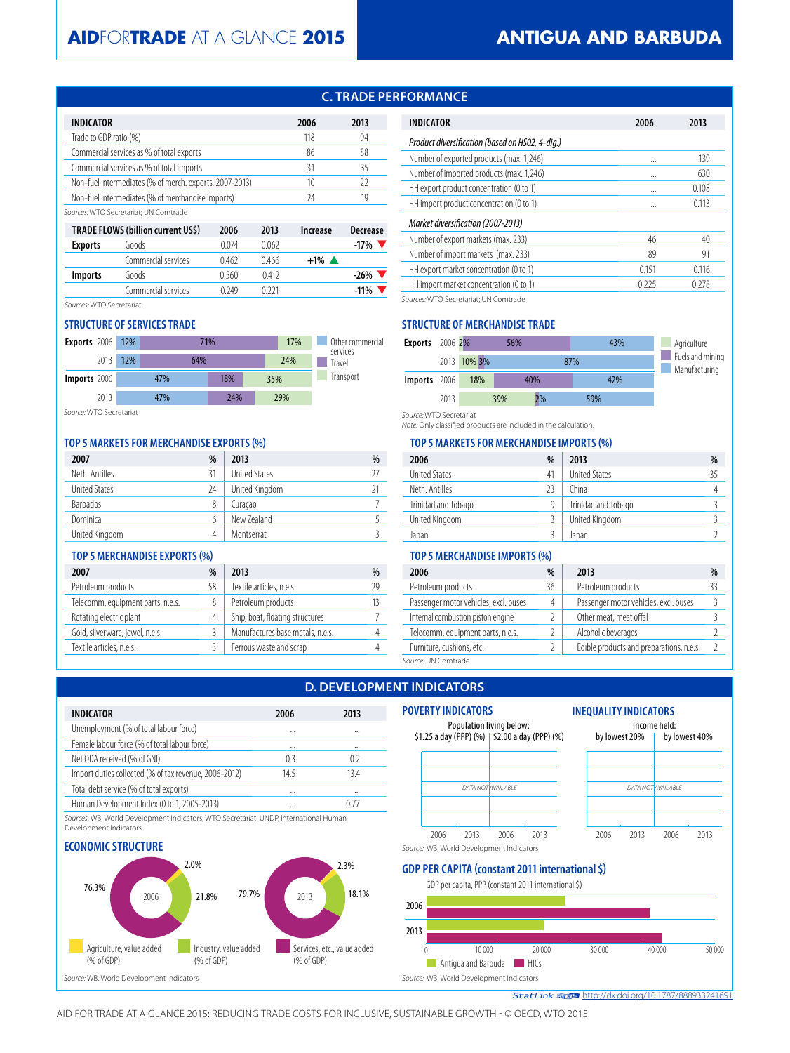# C. TRADE PERFORMANCE

| INDICATOR | 2006 | 2013 |
|---|---|---|
| Trade to GDP ratio (%) | 118 | 94 |
| Commercial services as % of total exports | 86 | 88 |
| Commercial services as % of total imports | 31 | 35 |
| Non-fuel intermediates (% of merch. exports, 2007-2013) | 10 | 22 |
| Non-fuel intermediates (% of merchandise imports) | 24 | 19 |

Sources: WTO Secretariat; UN Comtrade

| TRADE FLOWS (billion current US$) | | 2006 | 2013 | Increase | Decrease |
|---|---|---|---|---|---|
| **Exports** | Goods | 0.074 | 0.062 | | -17% ▼ |
| | Commercial services | 0.462 | 0.466 | +1% ▲ | |
| **Imports** | Goods | 0.560 | 0.412 | | -26% ▼ |
| | Commercial services | 0.249 | 0.221 | | -11% ▼ |

Sources: WTO Secretariat

| INDICATOR | 2006 | 2013 |
|---|---|---|
| *Product diversification (based on HS02, 4-dig.)* | | |
| Number of exported products (max. 1,246) | ... | 139 |
| Number of imported products (max. 1,246) | ... | 630 |
| HH export product concentration (0 to 1) | ... | 0.108 |
| HH import product concentration (0 to 1) | ... | 0.113 |
| *Market diversification (2007-2013)* | | |
| Number of export markets (max. 233) | 46 | 40 |
| Number of import markets (max. 233) | 89 | 91 |
| HH export market concentration (0 to 1) | 0.151 | 0.116 |
| HH import market concentration (0 to 1) | 0.225 | 0.278 |

Sources: WTO Secretariat; UN Comtrade

## STRUCTURE OF SERVICES TRADE

Exports 2006: 12% | 71% | 17%
2013: 12% | 64% | 24%
Imports 2006: 47% | 18% | 35%
2013: 47% | 24% | 29%

Other commercial services | Travel | Transport

Source: WTO Secretariat

## STRUCTURE OF MERCHANDISE TRADE

Exports 2006: 2% | 56% | 43%
2013: 10% | 3% | 87%
Imports 2006: 18% | 40% | 42%
2013: 39% | 2% | 59%

Agriculture | Fuels and mining | Manufacturing

Source: WTO Secretariat
Note: Only classified products are included in the calculation.

## TOP 5 MARKETS FOR MERCHANDISE EXPORTS (%)

| 2007 | % | 2013 | % |
|---|---|---|---|
| Neth. Antilles | 31 | United States | 27 |
| United States | 24 | United Kingdom | 21 |
| Barbados | 8 | Curaçao | 7 |
| Dominica | 6 | New Zealand | 5 |
| United Kingdom | 4 | Montserrat | 3 |

## TOP 5 MARKETS FOR MERCHANDISE IMPORTS (%)

| 2006 | % | 2013 | % |
|---|---|---|---|
| United States | 41 | United States | 35 |
| Neth. Antilles | 23 | China | 4 |
| Trinidad and Tobago | 9 | Trinidad and Tobago | 3 |
| United Kingdom | 3 | United Kingdom | 3 |
| Japan | 3 | Japan | 2 |

## TOP 5 MERCHANDISE EXPORTS (%)

| 2007 | % | 2013 | % |
|---|---|---|---|
| Petroleum products | 58 | Textile articles, n.e.s. | 29 |
| Telecomm. equipment parts, n.e.s. | 8 | Petroleum products | 13 |
| Rotating electric plant | 4 | Ship, boat, floating structures | 7 |
| Gold, silverware, jewel, n.e.s. | 3 | Manufactures base metals, n.e.s. | 4 |
| Textile articles, n.e.s. | 3 | Ferrous waste and scrap | 4 |

## TOP 5 MERCHANDISE IMPORTS (%)

| 2006 | % | 2013 | % |
|---|---|---|---|
| Petroleum products | 36 | Petroleum products | 33 |
| Passenger motor vehicles, excl. buses | 4 | Passenger motor vehicles, excl. buses | 3 |
| Internal combustion piston engine | 2 | Other meat, meat offal | 3 |
| Telecomm. equipment parts, n.e.s. | 2 | Alcoholic beverages | 2 |
| Furniture, cushions, etc. | 2 | Edible products and preparations, n.e.s. | 2 |

Source: UN Comtrade

# D. DEVELOPMENT INDICATORS

| INDICATOR | 2006 | 2013 |
|---|---|---|
| Unemployment (% of total labour force) | ... | ... |
| Female labour force (% of total labour force) | ... | ... |
| Net ODA received (% of GNI) | 0.3 | 0.2 |
| Import duties collected (% of tax revenue, 2006-2012) | 14.5 | 13.4 |
| Total debt service (% of total exports) | ... | ... |
| Human Development Index (0 to 1, 2005-2013) | ... | 0.77 |

Sources: WB, World Development Indicators; WTO Secretariat; UNDP, International Human Development Indicators

## POVERTY INDICATORS

Population living below:
$1.25 a day (PPP) (%) | $2.00 a day (PPP) (%)

DATA NOT AVAILABLE

2006 2013 2006 2013

Source: WB, World Development Indicators

## INEQUALITY INDICATORS

Income held:
by lowest 20% | by lowest 40%

DATA NOT AVAILABLE

2006 2013 2006 2013

## ECONOMIC STRUCTURE

2006: 76.3% | 2.0% | 21.8%
2013: 79.7% | 2.3% | 18.1%

Agriculture, value added (% of GDP) | Industry, value added (% of GDP) | Services, etc., value added (% of GDP)

Source: WB, World Development Indicators

## GDP PER CAPITA (constant 2011 international $)

GDP per capita, PPP (constant 2011 international $)

2006
2013

0 10 000 20 000 30 000 40 000 50 000

Antigua and Barbuda | HICs

Source: WB, World Development Indicators

StatLink http://dx.doi.org/10.1787/888933241691